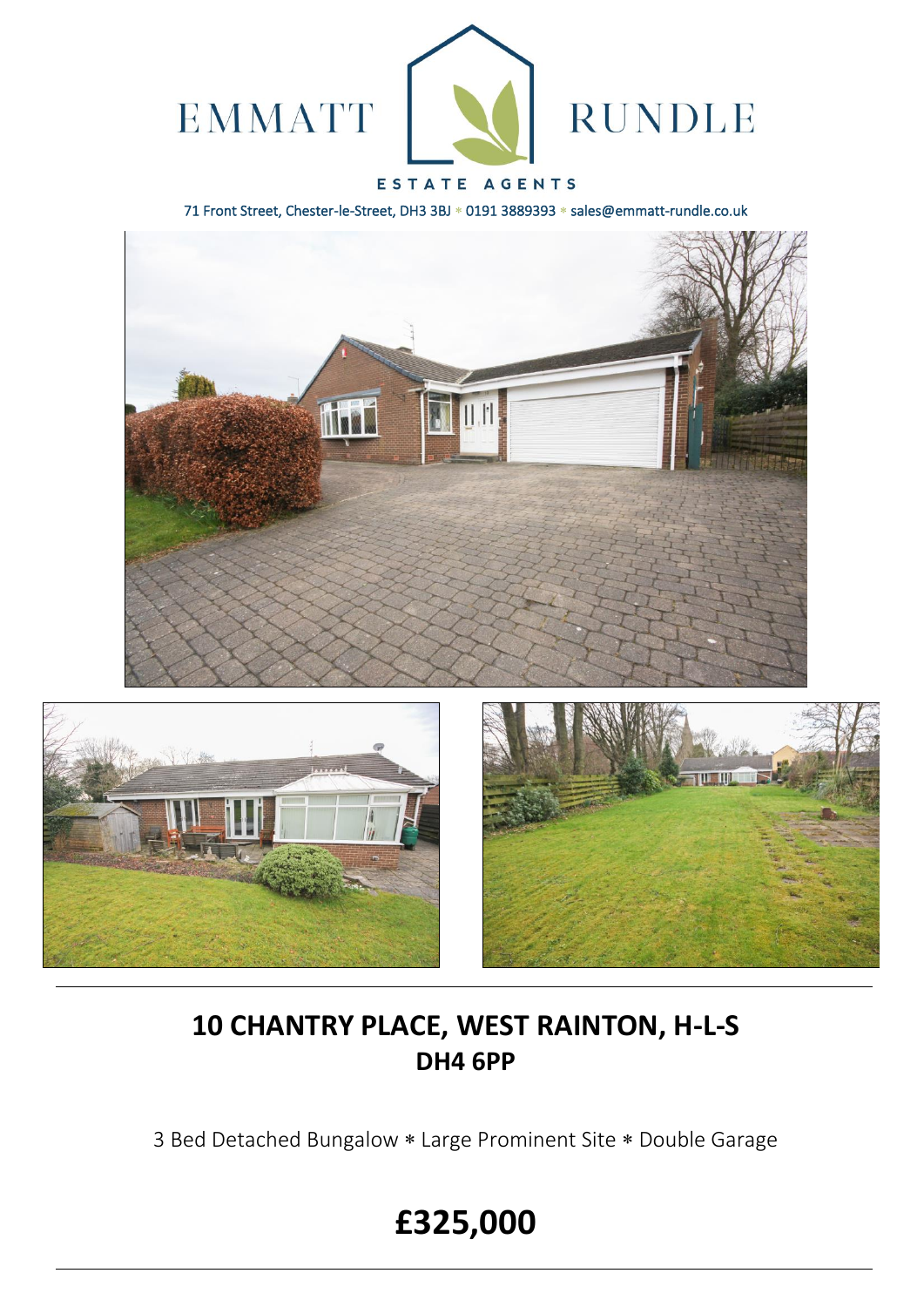EMMATT RUNDLE

ESTATE AGENTS

71 Front Street, Chester-le-Street, DH3 3BJ * 0191 3889393 * sales@emmatt-rundle.co.uk

# 10 CHANTRY PLACE, WEST RAINTON, H-L-S
## DH4 6PP

3 Bed Detached Bungalow * Large Prominent Site * Double Garage

# £325,000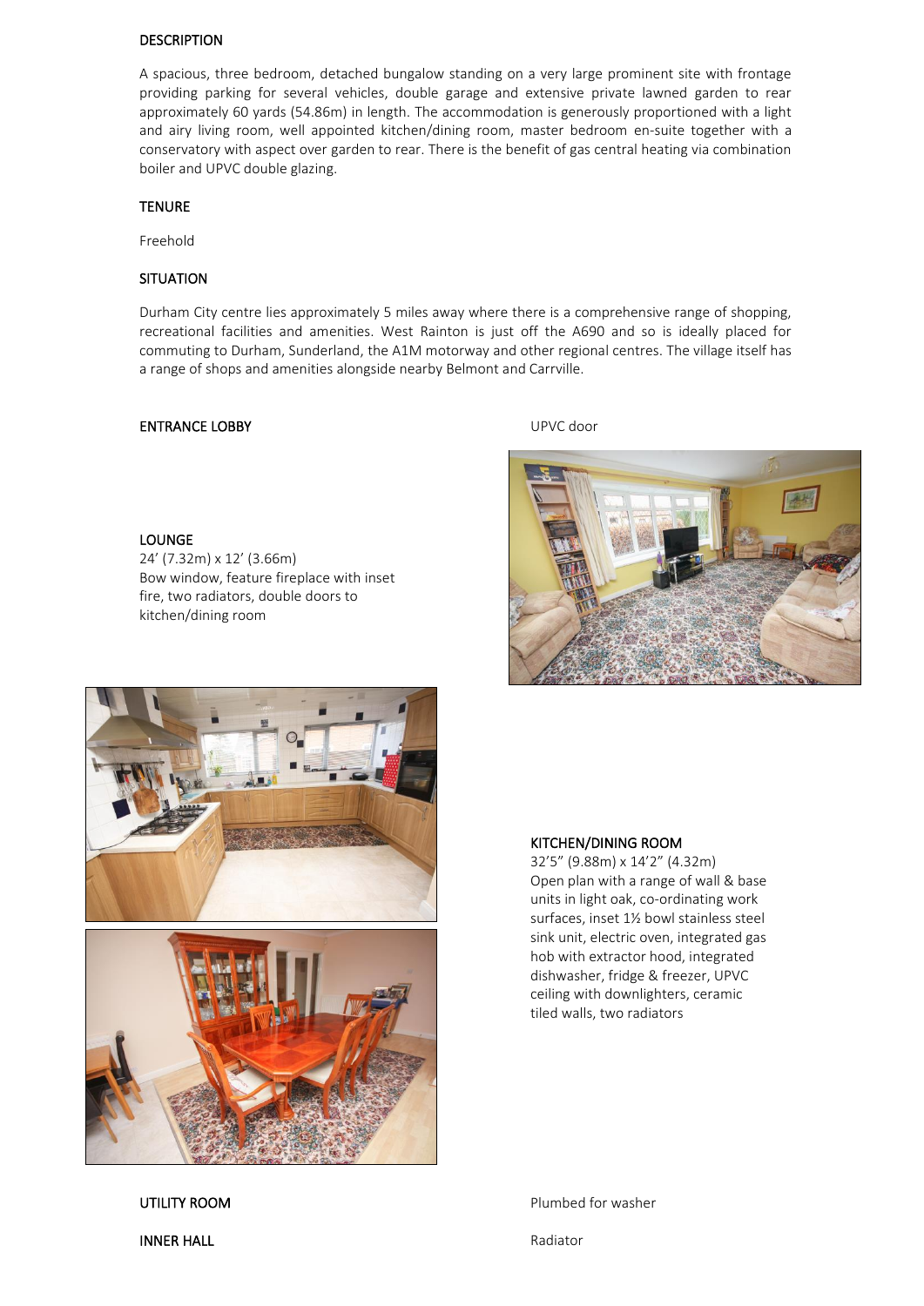## DESCRIPTION

A spacious, three bedroom, detached bungalow standing on a very large prominent site with frontage providing parking for several vehicles, double garage and extensive private lawned garden to rear approximately 60 yards (54.86m) in length. The accommodation is generously proportioned with a light and airy living room, well appointed kitchen/dining room, master bedroom en-suite together with a conservatory with aspect over garden to rear. There is the benefit of gas central heating via combination boiler and UPVC double glazing.

## TENURE

Freehold

## SITUATION

Durham City centre lies approximately 5 miles away where there is a comprehensive range of shopping, recreational facilities and amenities. West Rainton is just off the A690 and so is ideally placed for commuting to Durham, Sunderland, the A1M motorway and other regional centres. The village itself has a range of shops and amenities alongside nearby Belmont and Carrville.

## ENTRANCE LOBBY

UPVC door

## LOUNGE

24' (7.32m) x 12' (3.66m)
Bow window, feature fireplace with inset fire, two radiators, double doors to kitchen/dining room

## KITCHEN/DINING ROOM

32'5" (9.88m) x 14'2" (4.32m)
Open plan with a range of wall & base units in light oak, co-ordinating work surfaces, inset 1½ bowl stainless steel sink unit, electric oven, integrated gas hob with extractor hood, integrated dishwasher, fridge & freezer, UPVC ceiling with downlighters, ceramic tiled walls, two radiators

## UTILITY ROOM

Plumbed for washer

## INNER HALL

Radiator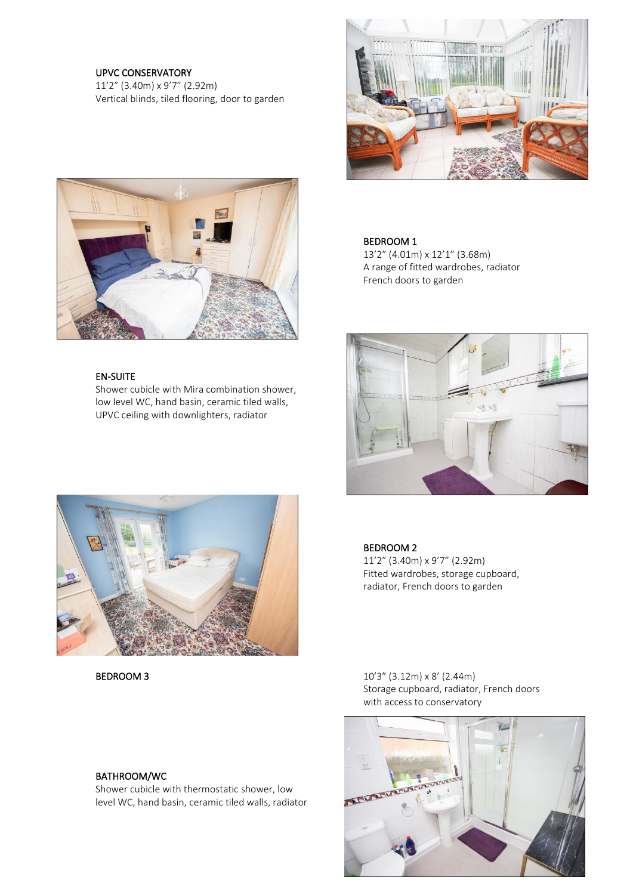### UPVC CONSERVATORY

11'2" (3.40m) x 9'7" (2.92m)
Vertical blinds, tiled flooring, door to garden

### BEDROOM 1

13'2" (4.01m) x 12'1" (3.68m)
A range of fitted wardrobes, radiator
French doors to garden

### EN-SUITE

Shower cubicle with Mira combination shower, low level WC, hand basin, ceramic tiled walls, UPVC ceiling with downlighters, radiator

### BEDROOM 2

11'2" (3.40m) x 9'7" (2.92m)
Fitted wardrobes, storage cupboard, radiator, French doors to garden

### BEDROOM 3

10'3" (3.12m) x 8' (2.44m)
Storage cupboard, radiator, French doors with access to conservatory

### BATHROOM/WC

Shower cubicle with thermostatic shower, low level WC, hand basin, ceramic tiled walls, radiator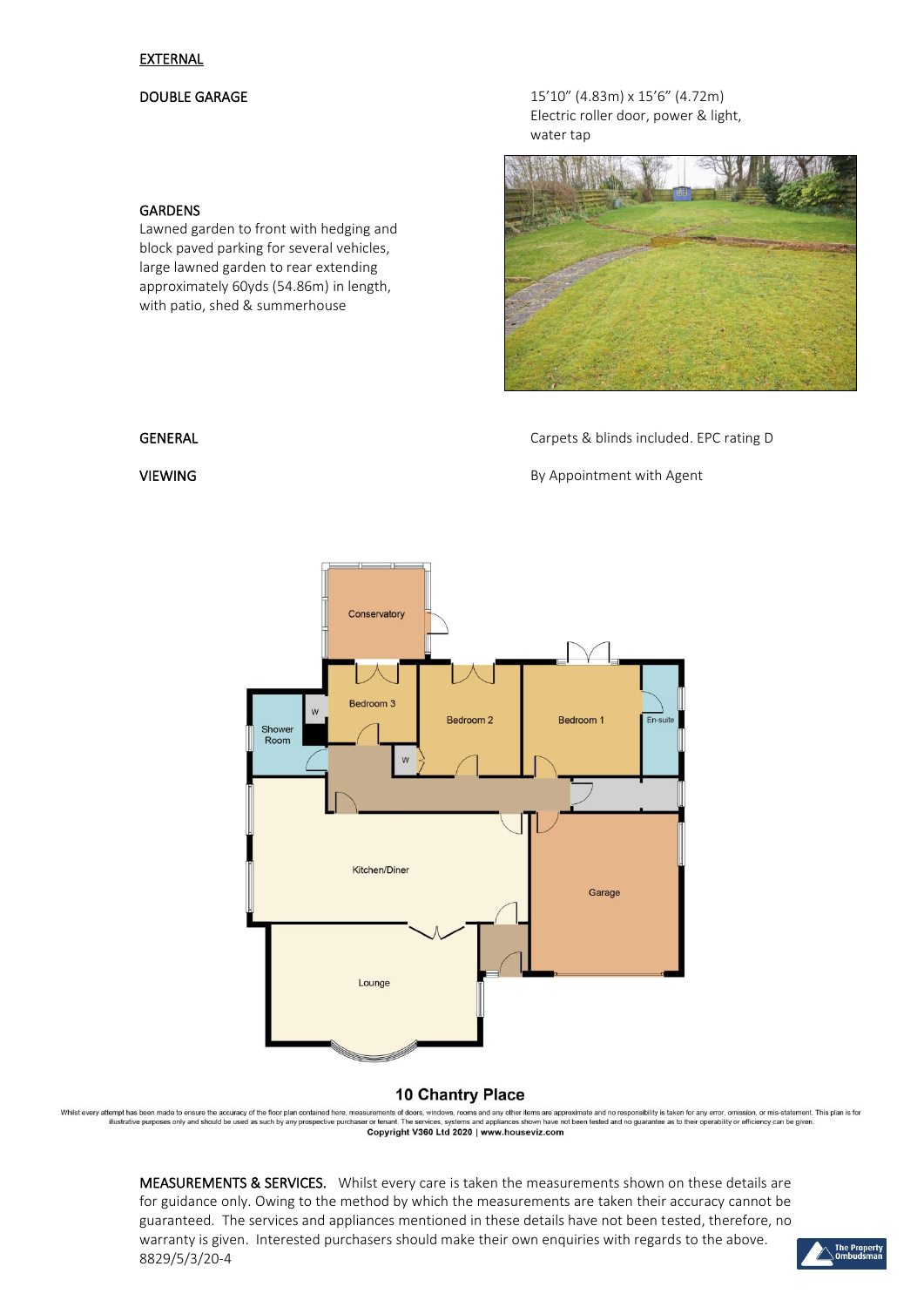## EXTERNAL

**DOUBLE GARAGE**

15'10" (4.83m) x 15'6" (4.72m)
Electric roller door, power & light, water tap

**GARDENS**

Lawned garden to front with hedging and block paved parking for several vehicles, large lawned garden to rear extending approximately 60yds (54.86m) in length, with patio, shed & summerhouse

**GENERAL**

Carpets & blinds included. EPC rating D

**VIEWING**

By Appointment with Agent

Conservatory
Bedroom 3
Bedroom 2
Bedroom 1
En-suite
W
Shower Room
W
Kitchen/Diner
Garage
Lounge

**10 Chantry Place**

Whilst every attempt has been made to ensure the accuracy of the floor plan contained here, measurements of doors, windows, rooms and any other items are approximate and no responsibility is taken for any error, omission, or mis-statement. This plan is for illustrative purposes only and should be used as such by any prospective purchaser or tenant. The services, systems and appliances shown have not been tested and no guarantee as to their operability or efficiency can be given.
**Copyright V360 Ltd 2020 | www.houseviz.com**

**MEASUREMENTS & SERVICES.** Whilst every care is taken the measurements shown on these details are for guidance only. Owing to the method by which the measurements are taken their accuracy cannot be guaranteed. The services and appliances mentioned in these details have not been tested, therefore, no warranty is given. Interested purchasers should make their own enquiries with regards to the above.
8829/5/3/20-4

The Property Ombudsman